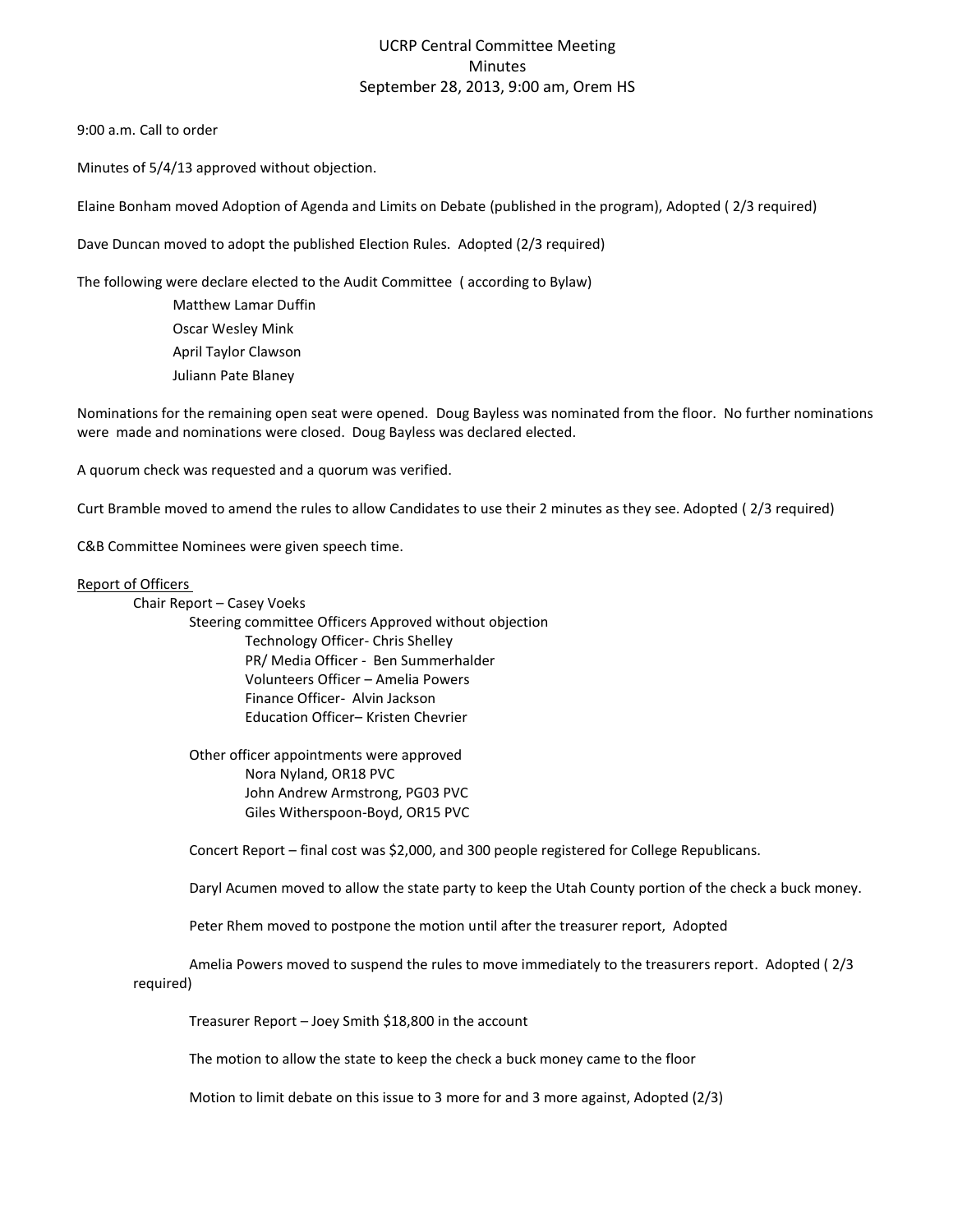# UCRP Central Committee Meeting
## Minutes
### September 28, 2013, 9:00 am, Orem HS

9:00 a.m. Call to order

Minutes of 5/4/13 approved without objection.

Elaine Bonham moved Adoption of Agenda and Limits on Debate (published in the program), Adopted ( 2/3 required)

Dave Duncan moved to adopt the published Election Rules. Adopted (2/3 required)

The following were declare elected to the Audit Committee ( according to Bylaw)

- Matthew Lamar Duffin
- Oscar Wesley Mink
- April Taylor Clawson
- Juliann Pate Blaney

Nominations for the remaining open seat were opened. Doug Bayless was nominated from the floor. No further nominations were made and nominations were closed. Doug Bayless was declared elected.

A quorum check was requested and a quorum was verified.

Curt Bramble moved to amend the rules to allow Candidates to use their 2 minutes as they see. Adopted ( 2/3 required)

C&B Committee Nominees were given speech time.

<u>Report of Officers</u>

Chair Report – Casey Voeks

Steering committee Officers Approved without objection

- Technology Officer- Chris Shelley
- PR/ Media Officer - Ben Summerhalder
- Volunteers Officer – Amelia Powers
- Finance Officer- Alvin Jackson
- Education Officer– Kristen Chevrier

Other officer appointments were approved

- Nora Nyland, OR18 PVC
- John Andrew Armstrong, PG03 PVC
- Giles Witherspoon-Boyd, OR15 PVC

Concert Report – final cost was $2,000, and 300 people registered for College Republicans.

Daryl Acumen moved to allow the state party to keep the Utah County portion of the check a buck money.

Peter Rhem moved to postpone the motion until after the treasurer report, Adopted

Amelia Powers moved to suspend the rules to move immediately to the treasurers report. Adopted ( 2/3 required)

Treasurer Report – Joey Smith $18,800 in the account

The motion to allow the state to keep the check a buck money came to the floor

Motion to limit debate on this issue to 3 more for and 3 more against, Adopted (2/3)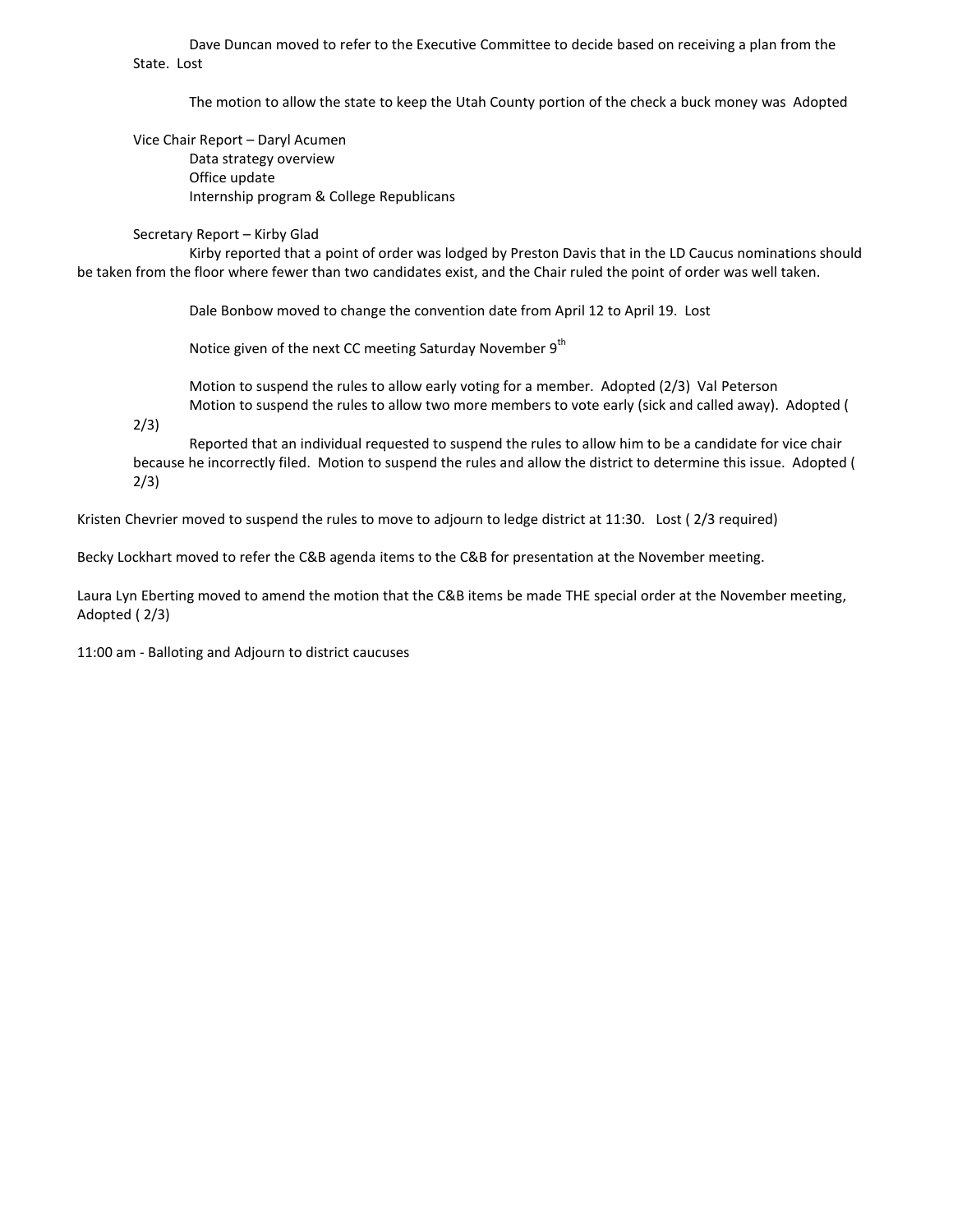Dave Duncan moved to refer to the Executive Committee to decide based on receiving a plan from the State. Lost

The motion to allow the state to keep the Utah County portion of the check a buck money was Adopted

Vice Chair Report – Daryl Acumen

- Data strategy overview
- Office update
- Internship program & College Republicans

Secretary Report – Kirby Glad

Kirby reported that a point of order was lodged by Preston Davis that in the LD Caucus nominations should be taken from the floor where fewer than two candidates exist, and the Chair ruled the point of order was well taken.

Dale Bonbow moved to change the convention date from April 12 to April 19. Lost

Notice given of the next CC meeting Saturday November 9th

Motion to suspend the rules to allow early voting for a member. Adopted (2/3) Val Peterson

Motion to suspend the rules to allow two more members to vote early (sick and called away). Adopted ( 2/3)

Reported that an individual requested to suspend the rules to allow him to be a candidate for vice chair because he incorrectly filed. Motion to suspend the rules and allow the district to determine this issue. Adopted ( 2/3)

Kristen Chevrier moved to suspend the rules to move to adjourn to ledge district at 11:30. Lost ( 2/3 required)

Becky Lockhart moved to refer the C&B agenda items to the C&B for presentation at the November meeting.

Laura Lyn Eberting moved to amend the motion that the C&B items be made THE special order at the November meeting, Adopted ( 2/3)

11:00 am - Balloting and Adjourn to district caucuses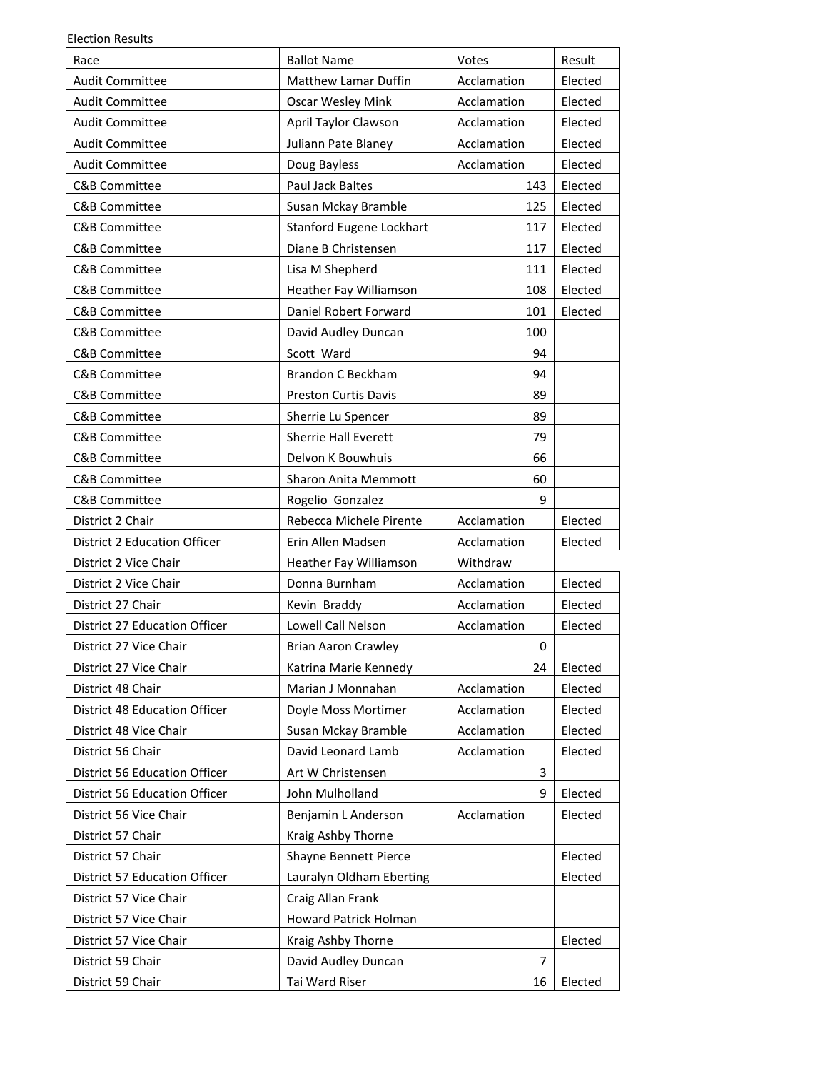Election Results

| Race | Ballot Name | Votes | Result |
|---|---|---|---|
| Audit Committee | Matthew Lamar Duffin | Acclamation | Elected |
| Audit Committee | Oscar Wesley Mink | Acclamation | Elected |
| Audit Committee | April Taylor Clawson | Acclamation | Elected |
| Audit Committee | Juliann Pate Blaney | Acclamation | Elected |
| Audit Committee | Doug Bayless | Acclamation | Elected |
| C&B Committee | Paul Jack Baltes | 143 | Elected |
| C&B Committee | Susan Mckay Bramble | 125 | Elected |
| C&B Committee | Stanford Eugene Lockhart | 117 | Elected |
| C&B Committee | Diane B Christensen | 117 | Elected |
| C&B Committee | Lisa M Shepherd | 111 | Elected |
| C&B Committee | Heather Fay Williamson | 108 | Elected |
| C&B Committee | Daniel Robert Forward | 101 | Elected |
| C&B Committee | David Audley Duncan | 100 | |
| C&B Committee | Scott Ward | 94 | |
| C&B Committee | Brandon C Beckham | 94 | |
| C&B Committee | Preston Curtis Davis | 89 | |
| C&B Committee | Sherrie Lu Spencer | 89 | |
| C&B Committee | Sherrie Hall Everett | 79 | |
| C&B Committee | Delvon K Bouwhuis | 66 | |
| C&B Committee | Sharon Anita Memmott | 60 | |
| C&B Committee | Rogelio Gonzalez | 9 | |
| District 2 Chair | Rebecca Michele Pirente | Acclamation | Elected |
| District 2 Education Officer | Erin Allen Madsen | Acclamation | Elected |
| District 2 Vice Chair | Heather Fay Williamson | Withdraw | |
| District 2 Vice Chair | Donna Burnham | Acclamation | Elected |
| District 27 Chair | Kevin Braddy | Acclamation | Elected |
| District 27 Education Officer | Lowell Call Nelson | Acclamation | Elected |
| District 27 Vice Chair | Brian Aaron Crawley | 0 | |
| District 27 Vice Chair | Katrina Marie Kennedy | 24 | Elected |
| District 48 Chair | Marian J Monnahan | Acclamation | Elected |
| District 48 Education Officer | Doyle Moss Mortimer | Acclamation | Elected |
| District 48 Vice Chair | Susan Mckay Bramble | Acclamation | Elected |
| District 56 Chair | David Leonard Lamb | Acclamation | Elected |
| District 56 Education Officer | Art W Christensen | 3 | |
| District 56 Education Officer | John Mulholland | 9 | Elected |
| District 56 Vice Chair | Benjamin L Anderson | Acclamation | Elected |
| District 57 Chair | Kraig Ashby Thorne | | |
| District 57 Chair | Shayne Bennett Pierce | | Elected |
| District 57 Education Officer | Lauralyn Oldham Eberting | | Elected |
| District 57 Vice Chair | Craig Allan Frank | | |
| District 57 Vice Chair | Howard Patrick Holman | | |
| District 57 Vice Chair | Kraig Ashby Thorne | | Elected |
| District 59 Chair | David Audley Duncan | 7 | |
| District 59 Chair | Tai Ward Riser | 16 | Elected |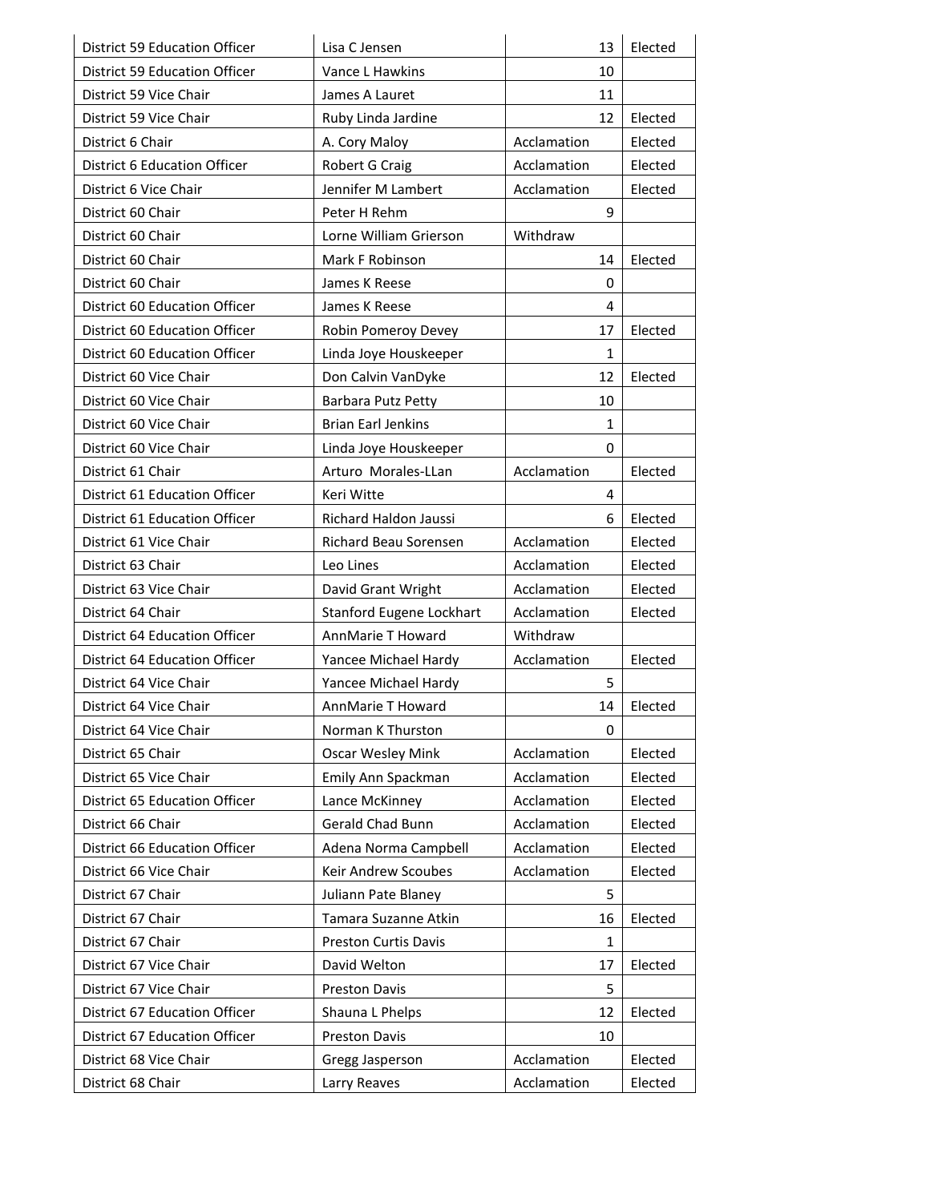| | | | |
|---|---|---|---|
| District 59 Education Officer | Lisa C Jensen | 13 | Elected |
| District 59 Education Officer | Vance L Hawkins | 10 | |
| District 59 Vice Chair | James A Lauret | 11 | |
| District 59 Vice Chair | Ruby Linda Jardine | 12 | Elected |
| District 6 Chair | A. Cory Maloy | Acclamation | Elected |
| District 6 Education Officer | Robert G Craig | Acclamation | Elected |
| District 6 Vice Chair | Jennifer M Lambert | Acclamation | Elected |
| District 60 Chair | Peter H Rehm | 9 | |
| District 60 Chair | Lorne William Grierson | Withdraw | |
| District 60 Chair | Mark F Robinson | 14 | Elected |
| District 60 Chair | James K Reese | 0 | |
| District 60 Education Officer | James K Reese | 4 | |
| District 60 Education Officer | Robin Pomeroy Devey | 17 | Elected |
| District 60 Education Officer | Linda Joye Houskeeper | 1 | |
| District 60 Vice Chair | Don Calvin VanDyke | 12 | Elected |
| District 60 Vice Chair | Barbara Putz Petty | 10 | |
| District 60 Vice Chair | Brian Earl Jenkins | 1 | |
| District 60 Vice Chair | Linda Joye Houskeeper | 0 | |
| District 61 Chair | Arturo Morales-LLan | Acclamation | Elected |
| District 61 Education Officer | Keri Witte | 4 | |
| District 61 Education Officer | Richard Haldon Jaussi | 6 | Elected |
| District 61 Vice Chair | Richard Beau Sorensen | Acclamation | Elected |
| District 63 Chair | Leo Lines | Acclamation | Elected |
| District 63 Vice Chair | David Grant Wright | Acclamation | Elected |
| District 64 Chair | Stanford Eugene Lockhart | Acclamation | Elected |
| District 64 Education Officer | AnnMarie T Howard | Withdraw | |
| District 64 Education Officer | Yancee Michael Hardy | Acclamation | Elected |
| District 64 Vice Chair | Yancee Michael Hardy | 5 | |
| District 64 Vice Chair | AnnMarie T Howard | 14 | Elected |
| District 64 Vice Chair | Norman K Thurston | 0 | |
| District 65 Chair | Oscar Wesley Mink | Acclamation | Elected |
| District 65 Vice Chair | Emily Ann Spackman | Acclamation | Elected |
| District 65 Education Officer | Lance McKinney | Acclamation | Elected |
| District 66 Chair | Gerald Chad Bunn | Acclamation | Elected |
| District 66 Education Officer | Adena Norma Campbell | Acclamation | Elected |
| District 66 Vice Chair | Keir Andrew Scoubes | Acclamation | Elected |
| District 67 Chair | Juliann Pate Blaney | 5 | |
| District 67 Chair | Tamara Suzanne Atkin | 16 | Elected |
| District 67 Chair | Preston Curtis Davis | 1 | |
| District 67 Vice Chair | David Welton | 17 | Elected |
| District 67 Vice Chair | Preston Davis | 5 | |
| District 67 Education Officer | Shauna L Phelps | 12 | Elected |
| District 67 Education Officer | Preston Davis | 10 | |
| District 68 Vice Chair | Gregg Jasperson | Acclamation | Elected |
| District 68 Chair | Larry Reaves | Acclamation | Elected |